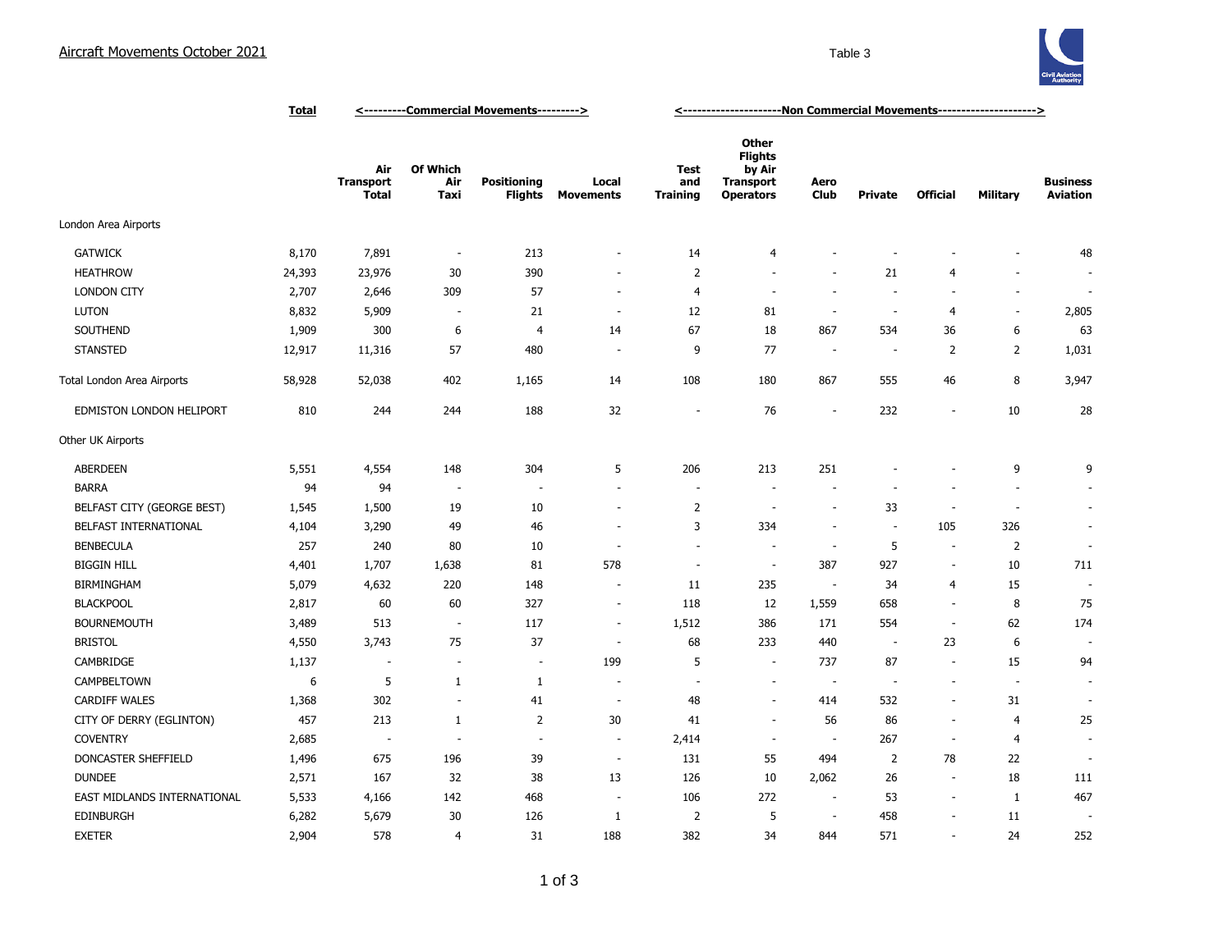# Aircraft Movements October 2021

Table 3

| | Total | <---------Commercial Movements---------> | | | <---------------------Non Commercial Movements---------------------> | | | | | | | |
|---|---|---|---|---|---|---|---|---|---|---|---|---|
| | | Air Transport Total | Of Which Air Taxi | Positioning Flights | Local Movements | Test and Training | Other Flights by Air Transport Operators | Aero Club | Private | Official | Military | Business Aviation |
| London Area Airports | | | | | | | | | | | | |
| GATWICK | 8,170 | 7,891 | - | 213 | - | 14 | 4 | - | - | - | - | 48 |
| HEATHROW | 24,393 | 23,976 | 30 | 390 | - | 2 | - | - | 21 | 4 | - | - |
| LONDON CITY | 2,707 | 2,646 | 309 | 57 | - | 4 | - | - | - | - | - | - |
| LUTON | 8,832 | 5,909 | - | 21 | - | 12 | 81 | - | - | 4 | - | 2,805 |
| SOUTHEND | 1,909 | 300 | 6 | 4 | 14 | 67 | 18 | 867 | 534 | 36 | 6 | 63 |
| STANSTED | 12,917 | 11,316 | 57 | 480 | - | 9 | 77 | - | - | 2 | 2 | 1,031 |
| Total London Area Airports | 58,928 | 52,038 | 402 | 1,165 | 14 | 108 | 180 | 867 | 555 | 46 | 8 | 3,947 |
| EDMISTON LONDON HELIPORT | 810 | 244 | 244 | 188 | 32 | - | 76 | - | 232 | - | 10 | 28 |
| Other UK Airports | | | | | | | | | | | | |
| ABERDEEN | 5,551 | 4,554 | 148 | 304 | 5 | 206 | 213 | 251 | - | - | 9 | 9 |
| BARRA | 94 | 94 | - | - | - | - | - | - | - | - | - | - |
| BELFAST CITY (GEORGE BEST) | 1,545 | 1,500 | 19 | 10 | - | 2 | - | - | 33 | - | - | - |
| BELFAST INTERNATIONAL | 4,104 | 3,290 | 49 | 46 | - | 3 | 334 | - | - | 105 | 326 | - |
| BENBECULA | 257 | 240 | 80 | 10 | - | - | - | - | 5 | - | 2 | - |
| BIGGIN HILL | 4,401 | 1,707 | 1,638 | 81 | 578 | - | - | 387 | 927 | - | 10 | 711 |
| BIRMINGHAM | 5,079 | 4,632 | 220 | 148 | - | 11 | 235 | - | 34 | 4 | 15 | - |
| BLACKPOOL | 2,817 | 60 | 60 | 327 | - | 118 | 12 | 1,559 | 658 | - | 8 | 75 |
| BOURNEMOUTH | 3,489 | 513 | - | 117 | - | 1,512 | 386 | 171 | 554 | - | 62 | 174 |
| BRISTOL | 4,550 | 3,743 | 75 | 37 | - | 68 | 233 | 440 | - | 23 | 6 | - |
| CAMBRIDGE | 1,137 | - | - | - | 199 | 5 | - | 737 | 87 | - | 15 | 94 |
| CAMPBELTOWN | 6 | 5 | 1 | 1 | - | - | - | - | - | - | - | - |
| CARDIFF WALES | 1,368 | 302 | - | 41 | - | 48 | - | 414 | 532 | - | 31 | - |
| CITY OF DERRY (EGLINTON) | 457 | 213 | 1 | 2 | 30 | 41 | - | 56 | 86 | - | 4 | 25 |
| COVENTRY | 2,685 | - | - | - | - | 2,414 | - | - | 267 | - | 4 | - |
| DONCASTER SHEFFIELD | 1,496 | 675 | 196 | 39 | - | 131 | 55 | 494 | 2 | 78 | 22 | - |
| DUNDEE | 2,571 | 167 | 32 | 38 | 13 | 126 | 10 | 2,062 | 26 | - | 18 | 111 |
| EAST MIDLANDS INTERNATIONAL | 5,533 | 4,166 | 142 | 468 | - | 106 | 272 | - | 53 | - | 1 | 467 |
| EDINBURGH | 6,282 | 5,679 | 30 | 126 | 1 | 2 | 5 | - | 458 | - | 11 | - |
| EXETER | 2,904 | 578 | 4 | 31 | 188 | 382 | 34 | 844 | 571 | - | 24 | 252 |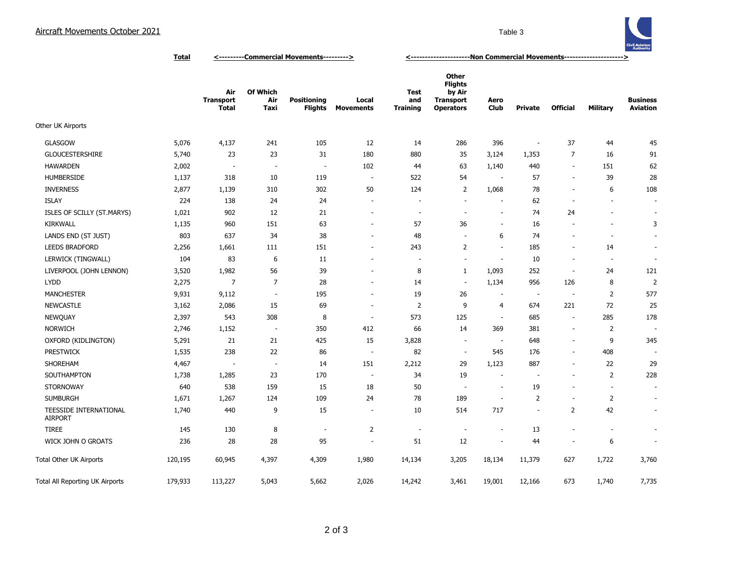# Aircraft Movements October 2021

Table 3

| | Total | <---------Commercial Movements---------> | | | | <---------------------Non Commercial Movements---------------------> | | | | | | |
|---|---|---|---|---|---|---|---|---|---|---|---|---|
| | | Air Transport Total | Of Which Air Taxi | Positioning Flights | Local Movements | Test and Training | Other Flights by Air Transport Operators | Aero Club | Private | Official | Military | Business Aviation |
| Other UK Airports | | | | | | | | | | | | |
| GLASGOW | 5,076 | 4,137 | 241 | 105 | 12 | 14 | 286 | 396 | - | 37 | 44 | 45 |
| GLOUCESTERSHIRE | 5,740 | 23 | 23 | 31 | 180 | 880 | 35 | 3,124 | 1,353 | 7 | 16 | 91 |
| HAWARDEN | 2,002 | - | - | - | 102 | 44 | 63 | 1,140 | 440 | - | 151 | 62 |
| HUMBERSIDE | 1,137 | 318 | 10 | 119 | - | 522 | 54 | - | 57 | - | 39 | 28 |
| INVERNESS | 2,877 | 1,139 | 310 | 302 | 50 | 124 | 2 | 1,068 | 78 | - | 6 | 108 |
| ISLAY | 224 | 138 | 24 | 24 | - | - | - | - | 62 | - | - | - |
| ISLES OF SCILLY (ST.MARYS) | 1,021 | 902 | 12 | 21 | - | - | - | - | 74 | 24 | - | - |
| KIRKWALL | 1,135 | 960 | 151 | 63 | - | 57 | 36 | - | 16 | - | - | 3 |
| LANDS END (ST JUST) | 803 | 637 | 34 | 38 | - | 48 | - | 6 | 74 | - | - | - |
| LEEDS BRADFORD | 2,256 | 1,661 | 111 | 151 | - | 243 | 2 | - | 185 | - | 14 | - |
| LERWICK (TINGWALL) | 104 | 83 | 6 | 11 | - | - | - | - | 10 | - | - | - |
| LIVERPOOL (JOHN LENNON) | 3,520 | 1,982 | 56 | 39 | - | 8 | 1 | 1,093 | 252 | - | 24 | 121 |
| LYDD | 2,275 | 7 | 7 | 28 | - | 14 | - | 1,134 | 956 | 126 | 8 | 2 |
| MANCHESTER | 9,931 | 9,112 | - | 195 | - | 19 | 26 | - | - | - | 2 | 577 |
| NEWCASTLE | 3,162 | 2,086 | 15 | 69 | - | 2 | 9 | 4 | 674 | 221 | 72 | 25 |
| NEWQUAY | 2,397 | 543 | 308 | 8 | - | 573 | 125 | - | 685 | - | 285 | 178 |
| NORWICH | 2,746 | 1,152 | - | 350 | 412 | 66 | 14 | 369 | 381 | - | 2 | - |
| OXFORD (KIDLINGTON) | 5,291 | 21 | 21 | 425 | 15 | 3,828 | - | - | 648 | - | 9 | 345 |
| PRESTWICK | 1,535 | 238 | 22 | 86 | - | 82 | - | 545 | 176 | - | 408 | - |
| SHOREHAM | 4,467 | - | - | 14 | 151 | 2,212 | 29 | 1,123 | 887 | - | 22 | 29 |
| SOUTHAMPTON | 1,738 | 1,285 | 23 | 170 | - | 34 | 19 | - | - | - | 2 | 228 |
| STORNOWAY | 640 | 538 | 159 | 15 | 18 | 50 | - | - | 19 | - | - | - |
| SUMBURGH | 1,671 | 1,267 | 124 | 109 | 24 | 78 | 189 | - | 2 | - | 2 | - |
| TEESSIDE INTERNATIONAL AIRPORT | 1,740 | 440 | 9 | 15 | - | 10 | 514 | 717 | - | 2 | 42 | - |
| TIREE | 145 | 130 | 8 | - | 2 | - | - | - | 13 | - | - | - |
| WICK JOHN O GROATS | 236 | 28 | 28 | 95 | - | 51 | 12 | - | 44 | - | 6 | - |
| Total Other UK Airports | 120,195 | 60,945 | 4,397 | 4,309 | 1,980 | 14,134 | 3,205 | 18,134 | 11,379 | 627 | 1,722 | 3,760 |
| Total All Reporting UK Airports | 179,933 | 113,227 | 5,043 | 5,662 | 2,026 | 14,242 | 3,461 | 19,001 | 12,166 | 673 | 1,740 | 7,735 |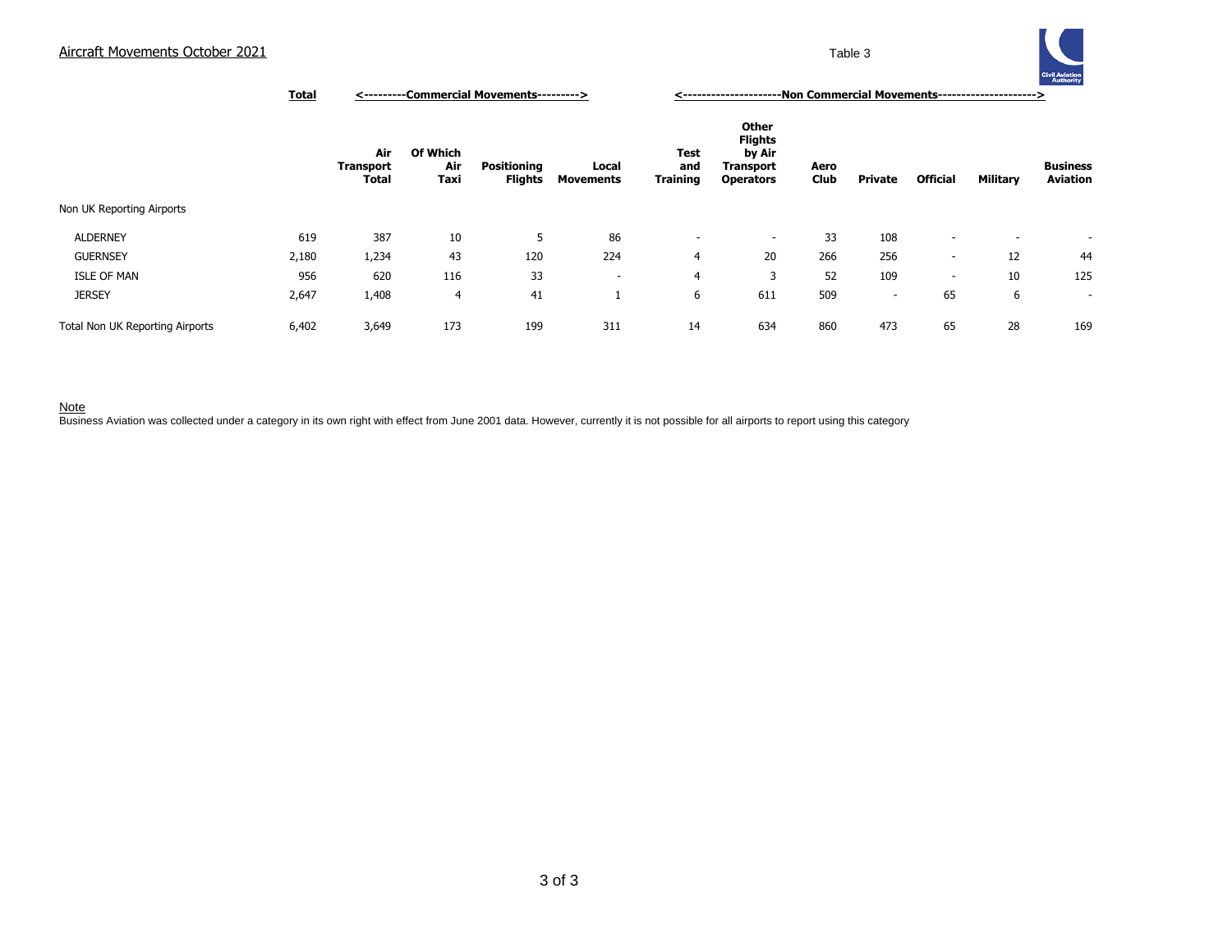Aircraft Movements October 2021

Table 3

| | Total | <---------Commercial Movements---------> | | | | <---------------------Non Commercial Movements---------------------> | | | | | | |
|---|---|---|---|---|---|---|---|---|---|---|---|---|
| | | Air Transport Total | Of Which Air Taxi | Positioning Flights | Local Movements | Test and Training | Other Flights by Air Transport Operators | Aero Club | Private | Official | Military | Business Aviation |
| Non UK Reporting Airports | | | | | | | | | | | | |
| ALDERNEY | 619 | 387 | 10 | 5 | 86 | - | - | 33 | 108 | - | - | - |
| GUERNSEY | 2,180 | 1,234 | 43 | 120 | 224 | 4 | 20 | 266 | 256 | - | 12 | 44 |
| ISLE OF MAN | 956 | 620 | 116 | 33 | - | 4 | 3 | 52 | 109 | - | 10 | 125 |
| JERSEY | 2,647 | 1,408 | 4 | 41 | 1 | 6 | 611 | 509 | - | 65 | 6 | - |
| Total Non UK Reporting Airports | 6,402 | 3,649 | 173 | 199 | 311 | 14 | 634 | 860 | 473 | 65 | 28 | 169 |

Note

Business Aviation was collected under a category in its own right with effect from June 2001 data. However, currently it is not possible for all airports to report using this category